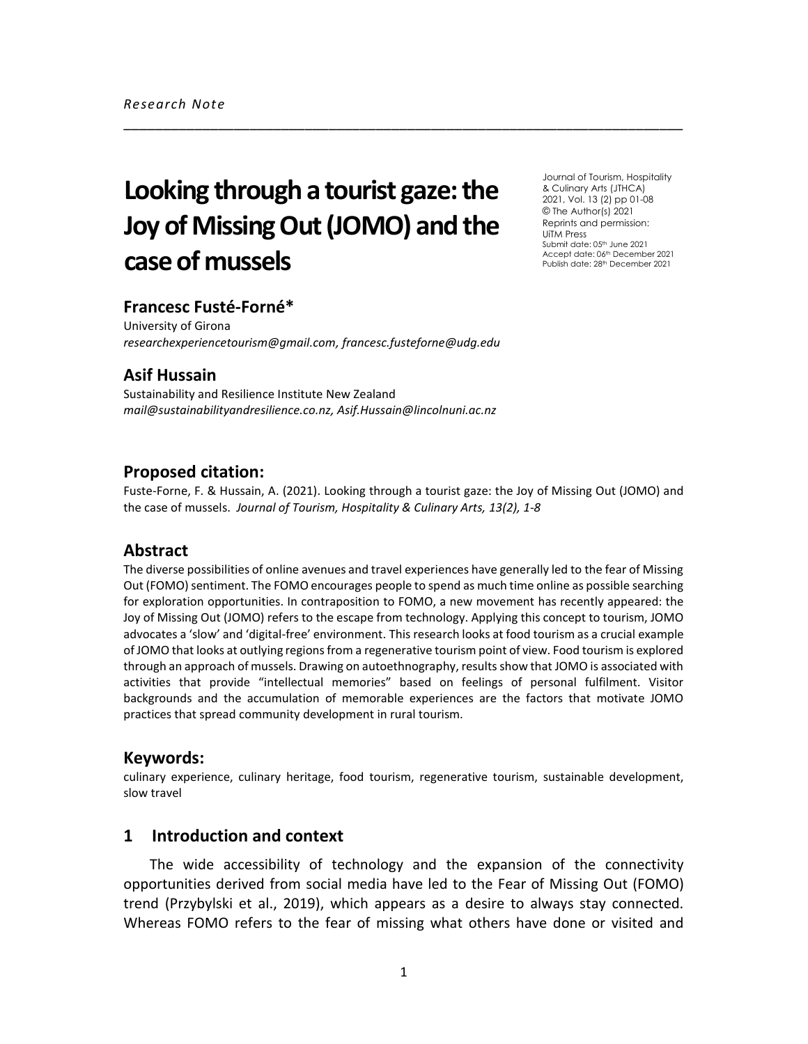*Research Note*

# Looking through a tourist gaze: the Joy of Missing Out (JOMO) and the case of mussels

Journal of Tourism, Hospitality & Culinary Arts (JTHCA)
2021, Vol. 13 (2) pp 01-08
© The Author(s) 2021
Reprints and permission:
UiTM Press
Submit date: 05th June 2021
Accept date: 06th December 2021
Publish date: 28th December 2021

### Francesc Fusté-Forné*

University of Girona
*researchexperiencetourism@gmail.com, francesc.fusteforne@udg.edu*

### Asif Hussain

Sustainability and Resilience Institute New Zealand
*mail@sustainabilityandresilience.co.nz, Asif.Hussain@lincolnuni.ac.nz*

## Proposed citation:

Fuste-Forne, F. & Hussain, A. (2021). Looking through a tourist gaze: the Joy of Missing Out (JOMO) and the case of mussels. *Journal of Tourism, Hospitality & Culinary Arts, 13(2), 1-8*

## Abstract

The diverse possibilities of online avenues and travel experiences have generally led to the fear of Missing Out (FOMO) sentiment. The FOMO encourages people to spend as much time online as possible searching for exploration opportunities. In contraposition to FOMO, a new movement has recently appeared: the Joy of Missing Out (JOMO) refers to the escape from technology. Applying this concept to tourism, JOMO advocates a 'slow' and 'digital-free' environment. This research looks at food tourism as a crucial example of JOMO that looks at outlying regions from a regenerative tourism point of view. Food tourism is explored through an approach of mussels. Drawing on autoethnography, results show that JOMO is associated with activities that provide "intellectual memories" based on feelings of personal fulfilment. Visitor backgrounds and the accumulation of memorable experiences are the factors that motivate JOMO practices that spread community development in rural tourism.

## Keywords:

culinary experience, culinary heritage, food tourism, regenerative tourism, sustainable development, slow travel

## 1 Introduction and context

The wide accessibility of technology and the expansion of the connectivity opportunities derived from social media have led to the Fear of Missing Out (FOMO) trend (Przybylski et al., 2019), which appears as a desire to always stay connected. Whereas FOMO refers to the fear of missing what others have done or visited and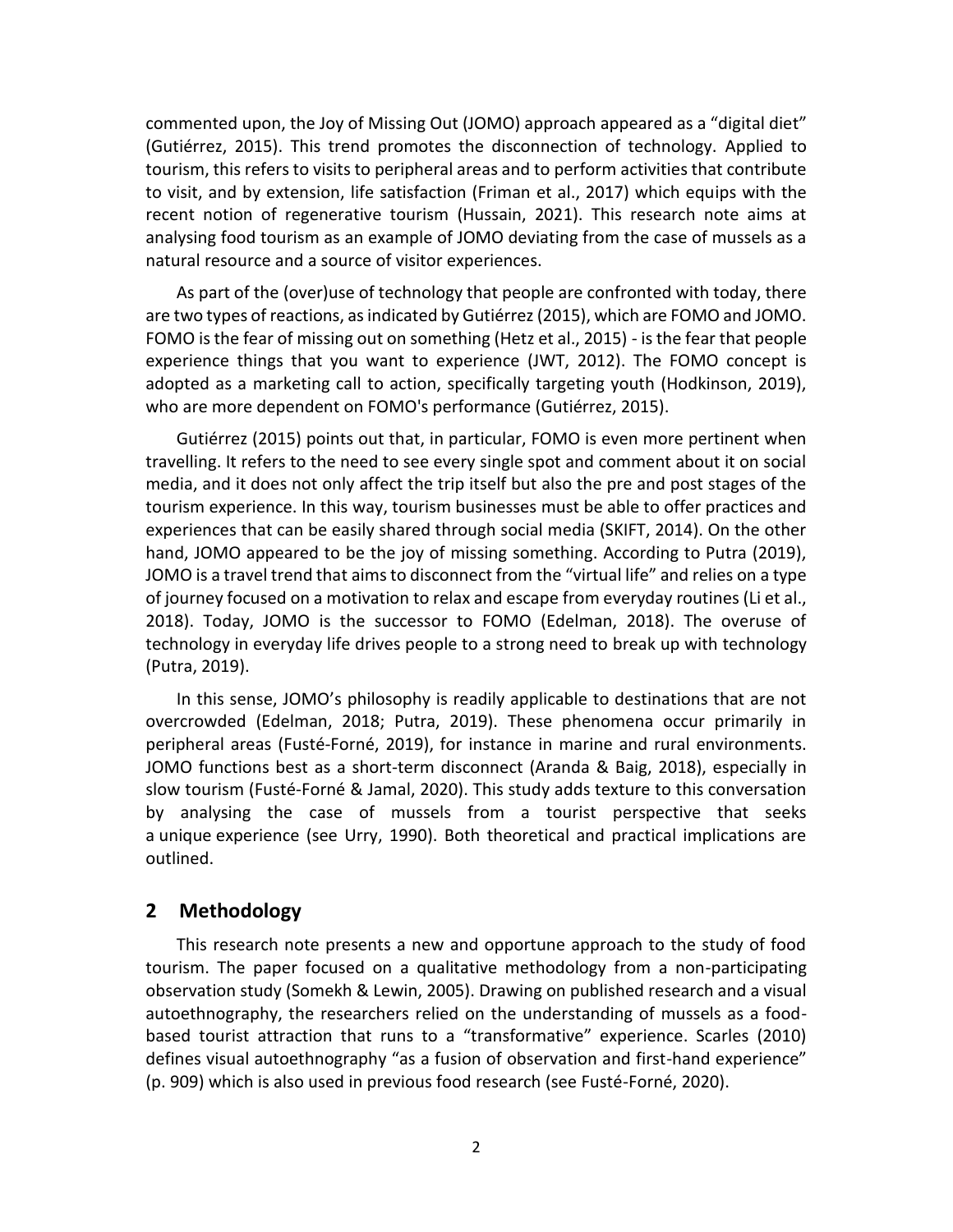commented upon, the Joy of Missing Out (JOMO) approach appeared as a "digital diet" (Gutiérrez, 2015). This trend promotes the disconnection of technology. Applied to tourism, this refers to visits to peripheral areas and to perform activities that contribute to visit, and by extension, life satisfaction (Friman et al., 2017) which equips with the recent notion of regenerative tourism (Hussain, 2021). This research note aims at analysing food tourism as an example of JOMO deviating from the case of mussels as a natural resource and a source of visitor experiences.

As part of the (over)use of technology that people are confronted with today, there are two types of reactions, as indicated by Gutiérrez (2015), which are FOMO and JOMO. FOMO is the fear of missing out on something (Hetz et al., 2015) - is the fear that people experience things that you want to experience (JWT, 2012). The FOMO concept is adopted as a marketing call to action, specifically targeting youth (Hodkinson, 2019), who are more dependent on FOMO's performance (Gutiérrez, 2015).

Gutiérrez (2015) points out that, in particular, FOMO is even more pertinent when travelling. It refers to the need to see every single spot and comment about it on social media, and it does not only affect the trip itself but also the pre and post stages of the tourism experience. In this way, tourism businesses must be able to offer practices and experiences that can be easily shared through social media (SKIFT, 2014). On the other hand, JOMO appeared to be the joy of missing something. According to Putra (2019), JOMO is a travel trend that aims to disconnect from the "virtual life" and relies on a type of journey focused on a motivation to relax and escape from everyday routines (Li et al., 2018). Today, JOMO is the successor to FOMO (Edelman, 2018). The overuse of technology in everyday life drives people to a strong need to break up with technology (Putra, 2019).

In this sense, JOMO's philosophy is readily applicable to destinations that are not overcrowded (Edelman, 2018; Putra, 2019). These phenomena occur primarily in peripheral areas (Fusté-Forné, 2019), for instance in marine and rural environments. JOMO functions best as a short-term disconnect (Aranda & Baig, 2018), especially in slow tourism (Fusté-Forné & Jamal, 2020). This study adds texture to this conversation by analysing the case of mussels from a tourist perspective that seeks a unique experience (see Urry, 1990). Both theoretical and practical implications are outlined.

## 2 Methodology

This research note presents a new and opportune approach to the study of food tourism. The paper focused on a qualitative methodology from a non-participating observation study (Somekh & Lewin, 2005). Drawing on published research and a visual autoethnography, the researchers relied on the understanding of mussels as a food-based tourist attraction that runs to a "transformative" experience. Scarles (2010) defines visual autoethnography "as a fusion of observation and first-hand experience" (p. 909) which is also used in previous food research (see Fusté-Forné, 2020).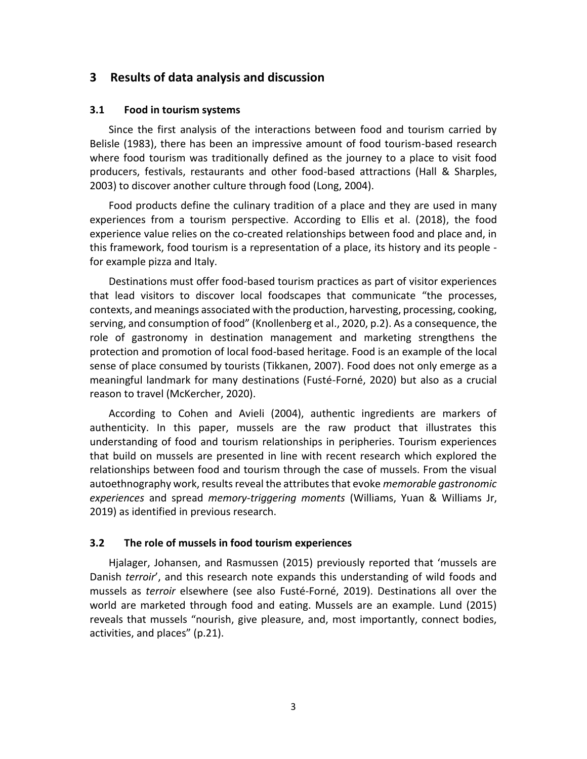## 3 Results of data analysis and discussion

### 3.1 Food in tourism systems

Since the first analysis of the interactions between food and tourism carried by Belisle (1983), there has been an impressive amount of food tourism-based research where food tourism was traditionally defined as the journey to a place to visit food producers, festivals, restaurants and other food-based attractions (Hall & Sharples, 2003) to discover another culture through food (Long, 2004).

Food products define the culinary tradition of a place and they are used in many experiences from a tourism perspective. According to Ellis et al. (2018), the food experience value relies on the co-created relationships between food and place and, in this framework, food tourism is a representation of a place, its history and its people - for example pizza and Italy.

Destinations must offer food-based tourism practices as part of visitor experiences that lead visitors to discover local foodscapes that communicate "the processes, contexts, and meanings associated with the production, harvesting, processing, cooking, serving, and consumption of food" (Knollenberg et al., 2020, p.2). As a consequence, the role of gastronomy in destination management and marketing strengthens the protection and promotion of local food-based heritage. Food is an example of the local sense of place consumed by tourists (Tikkanen, 2007). Food does not only emerge as a meaningful landmark for many destinations (Fusté-Forné, 2020) but also as a crucial reason to travel (McKercher, 2020).

According to Cohen and Avieli (2004), authentic ingredients are markers of authenticity. In this paper, mussels are the raw product that illustrates this understanding of food and tourism relationships in peripheries. Tourism experiences that build on mussels are presented in line with recent research which explored the relationships between food and tourism through the case of mussels. From the visual autoethnography work, results reveal the attributes that evoke *memorable gastronomic experiences* and spread *memory-triggering moments* (Williams, Yuan & Williams Jr, 2019) as identified in previous research.

### 3.2 The role of mussels in food tourism experiences

Hjalager, Johansen, and Rasmussen (2015) previously reported that 'mussels are Danish *terroir*', and this research note expands this understanding of wild foods and mussels as *terroir* elsewhere (see also Fusté-Forné, 2019). Destinations all over the world are marketed through food and eating. Mussels are an example. Lund (2015) reveals that mussels "nourish, give pleasure, and, most importantly, connect bodies, activities, and places" (p.21).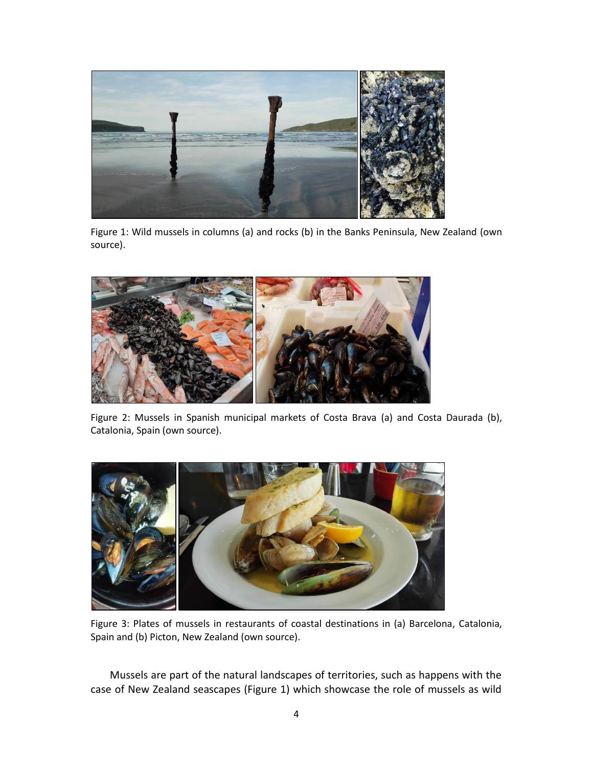Figure 1: Wild mussels in columns (a) and rocks (b) in the Banks Peninsula, New Zealand (own source).

Figure 2: Mussels in Spanish municipal markets of Costa Brava (a) and Costa Daurada (b), Catalonia, Spain (own source).

Figure 3: Plates of mussels in restaurants of coastal destinations in (a) Barcelona, Catalonia, Spain and (b) Picton, New Zealand (own source).

Mussels are part of the natural landscapes of territories, such as happens with the case of New Zealand seascapes (Figure 1) which showcase the role of mussels as wild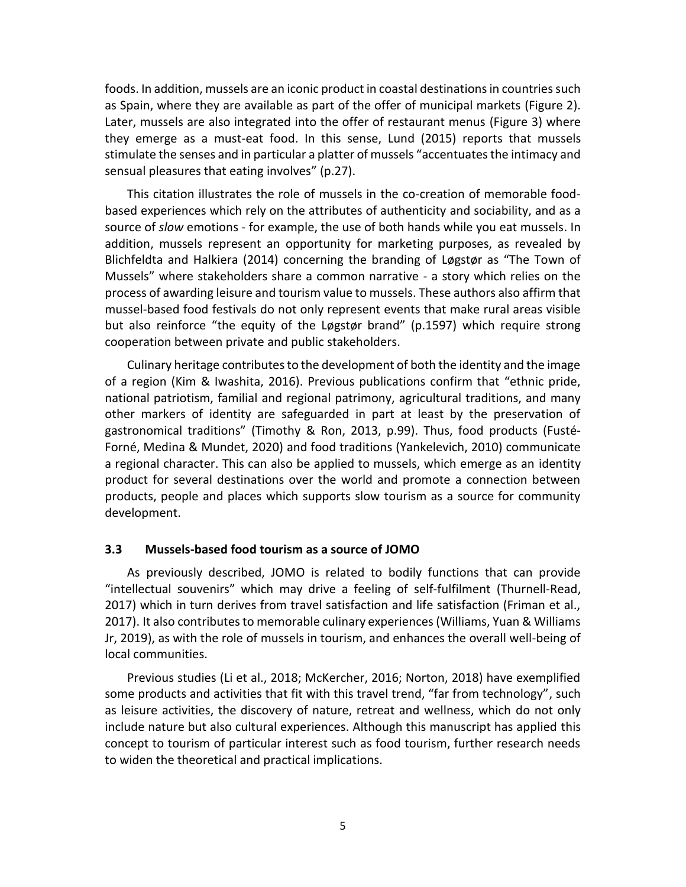foods. In addition, mussels are an iconic product in coastal destinations in countries such as Spain, where they are available as part of the offer of municipal markets (Figure 2). Later, mussels are also integrated into the offer of restaurant menus (Figure 3) where they emerge as a must-eat food. In this sense, Lund (2015) reports that mussels stimulate the senses and in particular a platter of mussels "accentuates the intimacy and sensual pleasures that eating involves" (p.27).

This citation illustrates the role of mussels in the co-creation of memorable food-based experiences which rely on the attributes of authenticity and sociability, and as a source of *slow* emotions - for example, the use of both hands while you eat mussels. In addition, mussels represent an opportunity for marketing purposes, as revealed by Blichfeldta and Halkiera (2014) concerning the branding of Løgstør as "The Town of Mussels" where stakeholders share a common narrative - a story which relies on the process of awarding leisure and tourism value to mussels. These authors also affirm that mussel-based food festivals do not only represent events that make rural areas visible but also reinforce "the equity of the Løgstør brand" (p.1597) which require strong cooperation between private and public stakeholders.

Culinary heritage contributes to the development of both the identity and the image of a region (Kim & Iwashita, 2016). Previous publications confirm that "ethnic pride, national patriotism, familial and regional patrimony, agricultural traditions, and many other markers of identity are safeguarded in part at least by the preservation of gastronomical traditions" (Timothy & Ron, 2013, p.99). Thus, food products (Fusté-Forné, Medina & Mundet, 2020) and food traditions (Yankelevich, 2010) communicate a regional character. This can also be applied to mussels, which emerge as an identity product for several destinations over the world and promote a connection between products, people and places which supports slow tourism as a source for community development.

### 3.3 Mussels-based food tourism as a source of JOMO

As previously described, JOMO is related to bodily functions that can provide "intellectual souvenirs" which may drive a feeling of self-fulfilment (Thurnell-Read, 2017) which in turn derives from travel satisfaction and life satisfaction (Friman et al., 2017). It also contributes to memorable culinary experiences (Williams, Yuan & Williams Jr, 2019), as with the role of mussels in tourism, and enhances the overall well-being of local communities.

Previous studies (Li et al., 2018; McKercher, 2016; Norton, 2018) have exemplified some products and activities that fit with this travel trend, "far from technology", such as leisure activities, the discovery of nature, retreat and wellness, which do not only include nature but also cultural experiences. Although this manuscript has applied this concept to tourism of particular interest such as food tourism, further research needs to widen the theoretical and practical implications.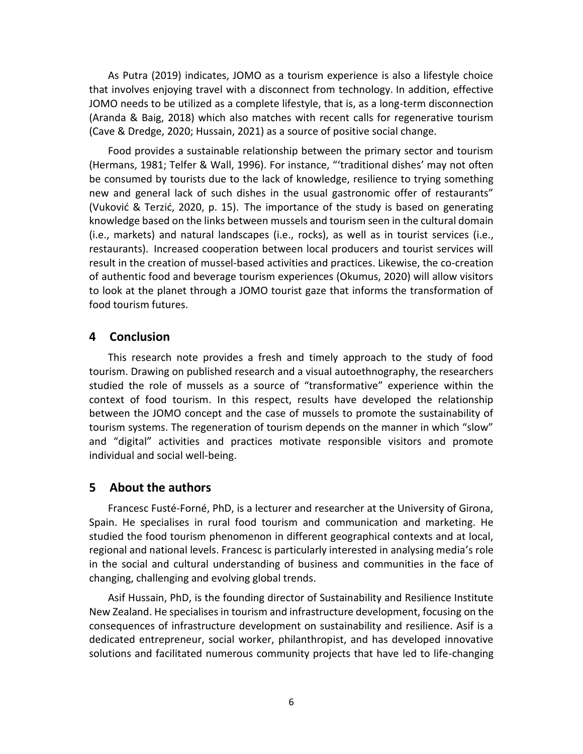As Putra (2019) indicates, JOMO as a tourism experience is also a lifestyle choice that involves enjoying travel with a disconnect from technology. In addition, effective JOMO needs to be utilized as a complete lifestyle, that is, as a long-term disconnection (Aranda & Baig, 2018) which also matches with recent calls for regenerative tourism (Cave & Dredge, 2020; Hussain, 2021) as a source of positive social change.

Food provides a sustainable relationship between the primary sector and tourism (Hermans, 1981; Telfer & Wall, 1996). For instance, "'traditional dishes' may not often be consumed by tourists due to the lack of knowledge, resilience to trying something new and general lack of such dishes in the usual gastronomic offer of restaurants" (Vuković & Terzić, 2020, p. 15). The importance of the study is based on generating knowledge based on the links between mussels and tourism seen in the cultural domain (i.e., markets) and natural landscapes (i.e., rocks), as well as in tourist services (i.e., restaurants). Increased cooperation between local producers and tourist services will result in the creation of mussel-based activities and practices. Likewise, the co-creation of authentic food and beverage tourism experiences (Okumus, 2020) will allow visitors to look at the planet through a JOMO tourist gaze that informs the transformation of food tourism futures.

## 4 Conclusion

This research note provides a fresh and timely approach to the study of food tourism. Drawing on published research and a visual autoethnography, the researchers studied the role of mussels as a source of "transformative" experience within the context of food tourism. In this respect, results have developed the relationship between the JOMO concept and the case of mussels to promote the sustainability of tourism systems. The regeneration of tourism depends on the manner in which "slow" and "digital" activities and practices motivate responsible visitors and promote individual and social well-being.

## 5 About the authors

Francesc Fusté-Forné, PhD, is a lecturer and researcher at the University of Girona, Spain. He specialises in rural food tourism and communication and marketing. He studied the food tourism phenomenon in different geographical contexts and at local, regional and national levels. Francesc is particularly interested in analysing media's role in the social and cultural understanding of business and communities in the face of changing, challenging and evolving global trends.

Asif Hussain, PhD, is the founding director of Sustainability and Resilience Institute New Zealand. He specialises in tourism and infrastructure development, focusing on the consequences of infrastructure development on sustainability and resilience. Asif is a dedicated entrepreneur, social worker, philanthropist, and has developed innovative solutions and facilitated numerous community projects that have led to life-changing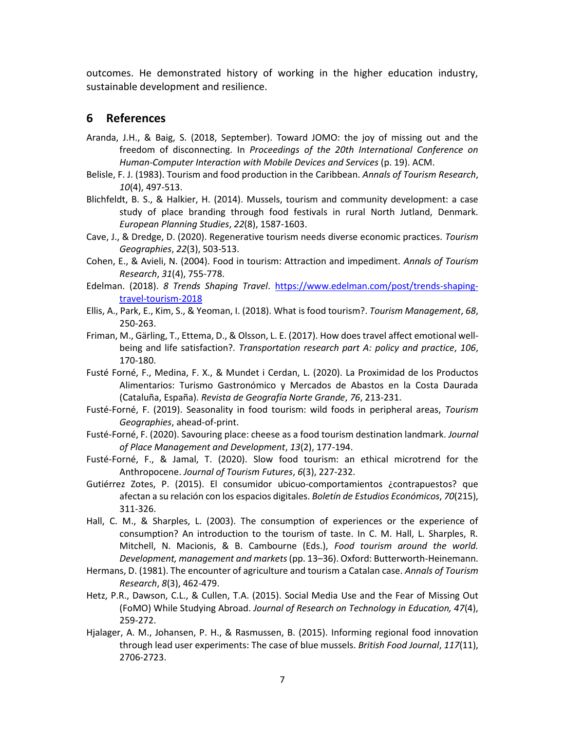outcomes. He demonstrated history of working in the higher education industry, sustainable development and resilience.

## 6 References

Aranda, J.H., & Baig, S. (2018, September). Toward JOMO: the joy of missing out and the freedom of disconnecting. In *Proceedings of the 20th International Conference on Human-Computer Interaction with Mobile Devices and Services* (p. 19). ACM.

Belisle, F. J. (1983). Tourism and food production in the Caribbean. *Annals of Tourism Research*, *10*(4), 497-513.

Blichfeldt, B. S., & Halkier, H. (2014). Mussels, tourism and community development: a case study of place branding through food festivals in rural North Jutland, Denmark. *European Planning Studies*, *22*(8), 1587-1603.

Cave, J., & Dredge, D. (2020). Regenerative tourism needs diverse economic practices. *Tourism Geographies*, *22*(3), 503-513.

Cohen, E., & Avieli, N. (2004). Food in tourism: Attraction and impediment. *Annals of Tourism Research*, *31*(4), 755-778.

Edelman. (2018). *8 Trends Shaping Travel*. https://www.edelman.com/post/trends-shaping-travel-tourism-2018

Ellis, A., Park, E., Kim, S., & Yeoman, I. (2018). What is food tourism?. *Tourism Management*, *68*, 250-263.

Friman, M., Gärling, T., Ettema, D., & Olsson, L. E. (2017). How does travel affect emotional well-being and life satisfaction?. *Transportation research part A: policy and practice*, *106*, 170-180.

Fusté Forné, F., Medina, F. X., & Mundet i Cerdan, L. (2020). La Proximidad de los Productos Alimentarios: Turismo Gastronómico y Mercados de Abastos en la Costa Daurada (Cataluña, España). *Revista de Geografía Norte Grande*, *76*, 213-231.

Fusté-Forné, F. (2019). Seasonality in food tourism: wild foods in peripheral areas, *Tourism Geographies*, ahead-of-print.

Fusté-Forné, F. (2020). Savouring place: cheese as a food tourism destination landmark. *Journal of Place Management and Development*, *13*(2), 177-194.

Fusté-Forné, F., & Jamal, T. (2020). Slow food tourism: an ethical microtrend for the Anthropocene. *Journal of Tourism Futures*, *6*(3), 227-232.

Gutiérrez Zotes, P. (2015). El consumidor ubicuo-comportamientos ¿contrapuestos? que afectan a su relación con los espacios digitales. *Boletín de Estudios Económicos*, *70*(215), 311-326.

Hall, C. M., & Sharples, L. (2003). The consumption of experiences or the experience of consumption? An introduction to the tourism of taste. In C. M. Hall, L. Sharples, R. Mitchell, N. Macionis, & B. Cambourne (Eds.), *Food tourism around the world. Development, management and markets* (pp. 13–36). Oxford: Butterworth-Heinemann.

Hermans, D. (1981). The encounter of agriculture and tourism a Catalan case. *Annals of Tourism Research*, *8*(3), 462-479.

Hetz, P.R., Dawson, C.L., & Cullen, T.A. (2015). Social Media Use and the Fear of Missing Out (FoMO) While Studying Abroad. *Journal of Research on Technology in Education, 47*(4), 259-272.

Hjalager, A. M., Johansen, P. H., & Rasmussen, B. (2015). Informing regional food innovation through lead user experiments: The case of blue mussels. *British Food Journal*, *117*(11), 2706-2723.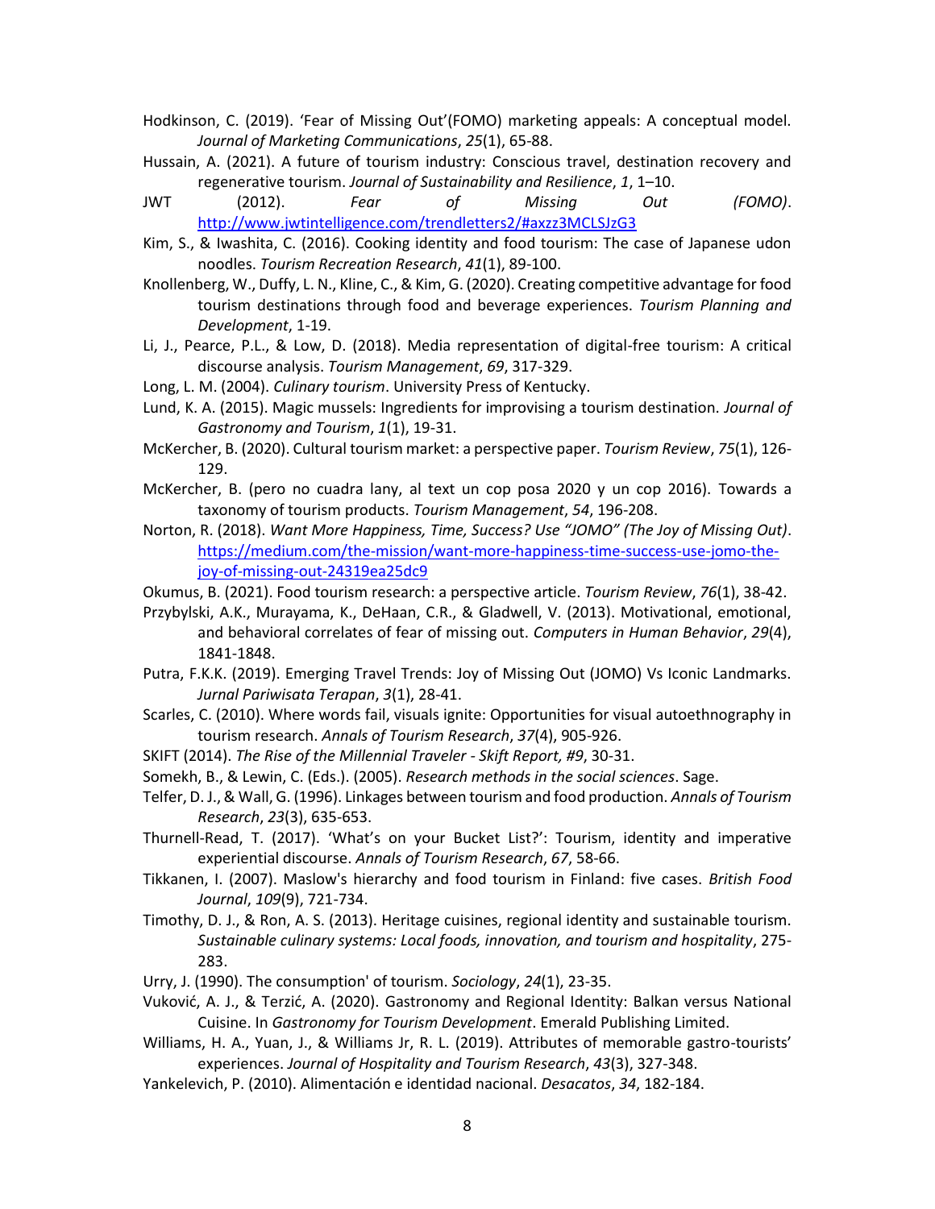Hodkinson, C. (2019). 'Fear of Missing Out'(FOMO) marketing appeals: A conceptual model. *Journal of Marketing Communications*, *25*(1), 65-88.

Hussain, A. (2021). A future of tourism industry: Conscious travel, destination recovery and regenerative tourism. *Journal of Sustainability and Resilience*, *1*, 1–10.

JWT (2012). *Fear of Missing Out (FOMO)*. http://www.jwtintelligence.com/trendletters2/#axzz3MCLSJzG3

Kim, S., & Iwashita, C. (2016). Cooking identity and food tourism: The case of Japanese udon noodles. *Tourism Recreation Research*, *41*(1), 89-100.

Knollenberg, W., Duffy, L. N., Kline, C., & Kim, G. (2020). Creating competitive advantage for food tourism destinations through food and beverage experiences. *Tourism Planning and Development*, 1-19.

Li, J., Pearce, P.L., & Low, D. (2018). Media representation of digital-free tourism: A critical discourse analysis. *Tourism Management*, *69*, 317-329.

Long, L. M. (2004). *Culinary tourism*. University Press of Kentucky.

Lund, K. A. (2015). Magic mussels: Ingredients for improvising a tourism destination. *Journal of Gastronomy and Tourism*, *1*(1), 19-31.

McKercher, B. (2020). Cultural tourism market: a perspective paper. *Tourism Review*, *75*(1), 126-129.

McKercher, B. (pero no cuadra lany, al text un cop posa 2020 y un cop 2016). Towards a taxonomy of tourism products. *Tourism Management*, *54*, 196-208.

Norton, R. (2018). *Want More Happiness, Time, Success? Use "JOMO" (The Joy of Missing Out)*. https://medium.com/the-mission/want-more-happiness-time-success-use-jomo-the-joy-of-missing-out-24319ea25dc9

Okumus, B. (2021). Food tourism research: a perspective article. *Tourism Review*, *76*(1), 38-42.

Przybylski, A.K., Murayama, K., DeHaan, C.R., & Gladwell, V. (2013). Motivational, emotional, and behavioral correlates of fear of missing out. *Computers in Human Behavior*, *29*(4), 1841-1848.

Putra, F.K.K. (2019). Emerging Travel Trends: Joy of Missing Out (JOMO) Vs Iconic Landmarks. *Jurnal Pariwisata Terapan*, *3*(1), 28-41.

Scarles, C. (2010). Where words fail, visuals ignite: Opportunities for visual autoethnography in tourism research. *Annals of Tourism Research*, *37*(4), 905-926.

SKIFT (2014). *The Rise of the Millennial Traveler - Skift Report, #9*, 30-31.

Somekh, B., & Lewin, C. (Eds.). (2005). *Research methods in the social sciences*. Sage.

Telfer, D. J., & Wall, G. (1996). Linkages between tourism and food production. *Annals of Tourism Research*, *23*(3), 635-653.

Thurnell-Read, T. (2017). 'What's on your Bucket List?': Tourism, identity and imperative experiential discourse. *Annals of Tourism Research*, *67*, 58-66.

Tikkanen, I. (2007). Maslow's hierarchy and food tourism in Finland: five cases. *British Food Journal*, *109*(9), 721-734.

Timothy, D. J., & Ron, A. S. (2013). Heritage cuisines, regional identity and sustainable tourism. *Sustainable culinary systems: Local foods, innovation, and tourism and hospitality*, 275-283.

Urry, J. (1990). The consumption' of tourism. *Sociology*, *24*(1), 23-35.

Vuković, A. J., & Terzić, A. (2020). Gastronomy and Regional Identity: Balkan versus National Cuisine. In *Gastronomy for Tourism Development*. Emerald Publishing Limited.

Williams, H. A., Yuan, J., & Williams Jr, R. L. (2019). Attributes of memorable gastro-tourists' experiences. *Journal of Hospitality and Tourism Research*, *43*(3), 327-348.

Yankelevich, P. (2010). Alimentación e identidad nacional. *Desacatos*, *34*, 182-184.